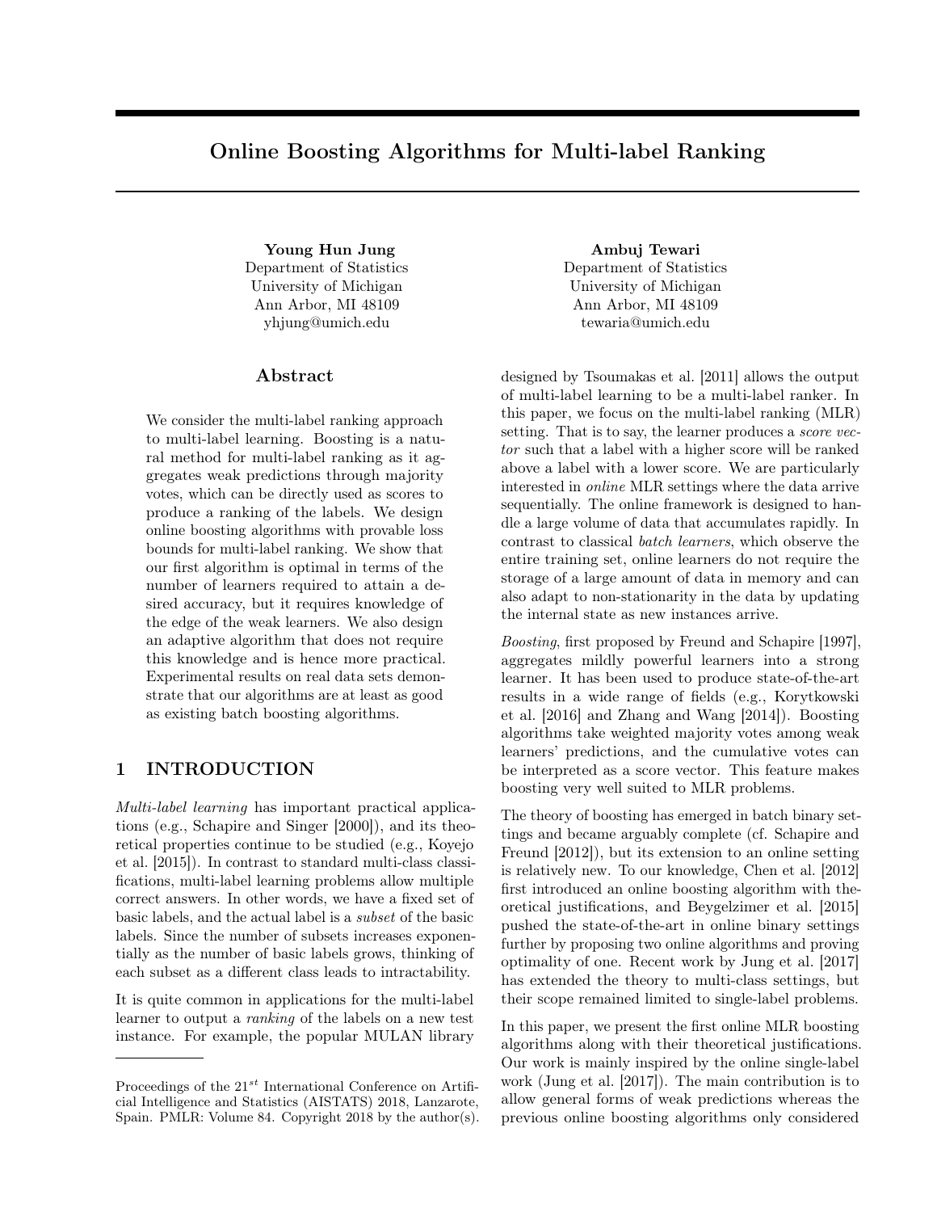# Online Boosting Algorithms for Multi-label Ranking

**Young Hun Jung**
Department of Statistics
University of Michigan
Ann Arbor, MI 48109
yhjung@umich.edu

**Ambuj Tewari**
Department of Statistics
University of Michigan
Ann Arbor, MI 48109
tewaria@umich.edu

## Abstract

We consider the multi-label ranking approach to multi-label learning. Boosting is a natural method for multi-label ranking as it aggregates weak predictions through majority votes, which can be directly used as scores to produce a ranking of the labels. We design online boosting algorithms with provable loss bounds for multi-label ranking. We show that our first algorithm is optimal in terms of the number of learners required to attain a desired accuracy, but it requires knowledge of the edge of the weak learners. We also design an adaptive algorithm that does not require this knowledge and is hence more practical. Experimental results on real data sets demonstrate that our algorithms are at least as good as existing batch boosting algorithms.

## 1 INTRODUCTION

*Multi-label learning* has important practical applications (e.g., Schapire and Singer [2000]), and its theoretical properties continue to be studied (e.g., Koyejo et al. [2015]). In contrast to standard multi-class classifications, multi-label learning problems allow multiple correct answers. In other words, we have a fixed set of basic labels, and the actual label is a *subset* of the basic labels. Since the number of subsets increases exponentially as the number of basic labels grows, thinking of each subset as a different class leads to intractability.

It is quite common in applications for the multi-label learner to output a *ranking* of the labels on a new test instance. For example, the popular MULAN library designed by Tsoumakas et al. [2011] allows the output of multi-label learning to be a multi-label ranker. In this paper, we focus on the multi-label ranking (MLR) setting. That is to say, the learner produces a *score vector* such that a label with a higher score will be ranked above a label with a lower score. We are particularly interested in *online* MLR settings where the data arrive sequentially. The online framework is designed to handle a large volume of data that accumulates rapidly. In contrast to classical *batch learners*, which observe the entire training set, online learners do not require the storage of a large amount of data in memory and can also adapt to non-stationarity in the data by updating the internal state as new instances arrive.

*Boosting*, first proposed by Freund and Schapire [1997], aggregates mildly powerful learners into a strong learner. It has been used to produce state-of-the-art results in a wide range of fields (e.g., Korytkowski et al. [2016] and Zhang and Wang [2014]). Boosting algorithms take weighted majority votes among weak learners' predictions, and the cumulative votes can be interpreted as a score vector. This feature makes boosting very well suited to MLR problems.

The theory of boosting has emerged in batch binary settings and became arguably complete (cf. Schapire and Freund [2012]), but its extension to an online setting is relatively new. To our knowledge, Chen et al. [2012] first introduced an online boosting algorithm with theoretical justifications, and Beygelzimer et al. [2015] pushed the state-of-the-art in online binary settings further by proposing two online algorithms and proving optimality of one. Recent work by Jung et al. [2017] has extended the theory to multi-class settings, but their scope remained limited to single-label problems.

In this paper, we present the first online MLR boosting algorithms along with their theoretical justifications. Our work is mainly inspired by the online single-label work (Jung et al. [2017]). The main contribution is to allow general forms of weak predictions whereas the previous online boosting algorithms only considered

---

Proceedings of the 21[st] International Conference on Artificial Intelligence and Statistics (AISTATS) 2018, Lanzarote, Spain. PMLR: Volume 84. Copyright 2018 by the author(s).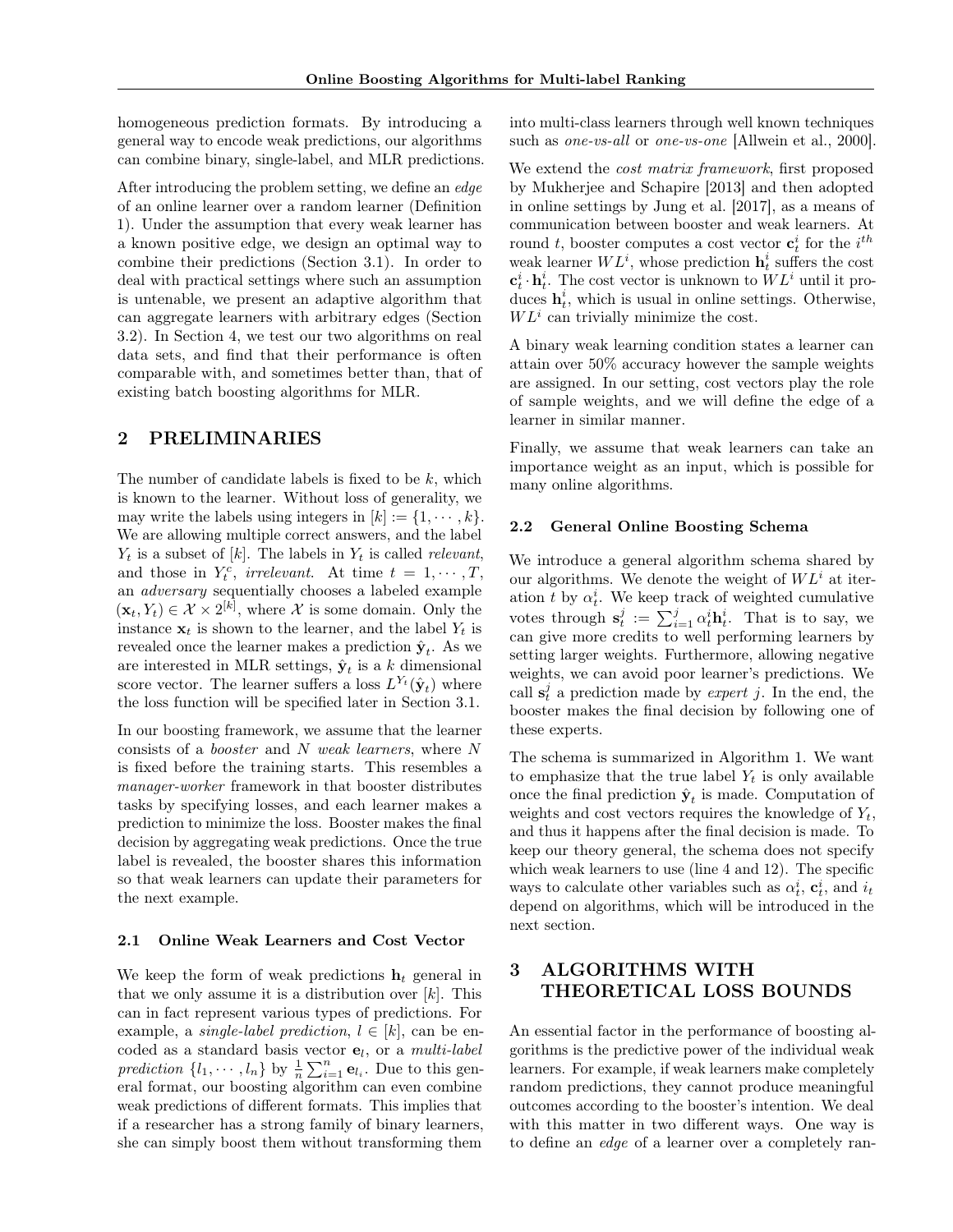homogeneous prediction formats. By introducing a general way to encode weak predictions, our algorithms can combine binary, single-label, and MLR predictions.

After introducing the problem setting, we define an *edge* of an online learner over a random learner (Definition 1). Under the assumption that every weak learner has a known positive edge, we design an optimal way to combine their predictions (Section 3.1). In order to deal with practical settings where such an assumption is untenable, we present an adaptive algorithm that can aggregate learners with arbitrary edges (Section 3.2). In Section 4, we test our two algorithms on real data sets, and find that their performance is often comparable with, and sometimes better than, that of existing batch boosting algorithms for MLR.

## 2 PRELIMINARIES

The number of candidate labels is fixed to be $k$, which is known to the learner. Without loss of generality, we may write the labels using integers in $[k] := \{1, \cdots, k\}$. We are allowing multiple correct answers, and the label $Y_t$ is a subset of $[k]$. The labels in $Y_t$ is called *relevant*, and those in $Y_t^c$, *irrelevant*. At time $t = 1, \cdots, T$, an *adversary* sequentially chooses a labeled example $(\mathbf{x}_t, Y_t) \in \mathcal{X} \times 2^{[k]}$, where $\mathcal{X}$ is some domain. Only the instance $\mathbf{x}_t$ is shown to the learner, and the label $Y_t$ is revealed once the learner makes a prediction $\hat{\mathbf{y}}_t$. As we are interested in MLR settings, $\hat{\mathbf{y}}_t$ is a $k$ dimensional score vector. The learner suffers a loss $L^{Y_t}(\hat{\mathbf{y}}_t)$ where the loss function will be specified later in Section 3.1.

In our boosting framework, we assume that the learner consists of a *booster* and $N$ *weak learners*, where $N$ is fixed before the training starts. This resembles a *manager-worker* framework in that booster distributes tasks by specifying losses, and each learner makes a prediction to minimize the loss. Booster makes the final decision by aggregating weak predictions. Once the true label is revealed, the booster shares this information so that weak learners can update their parameters for the next example.

### 2.1 Online Weak Learners and Cost Vector

We keep the form of weak predictions $\mathbf{h}_t$ general in that we only assume it is a distribution over $[k]$. This can in fact represent various types of predictions. For example, a *single-label prediction*, $l \in [k]$, can be encoded as a standard basis vector $\mathbf{e}_l$, or a *multi-label prediction* $\{l_1, \cdots, l_n\}$ by $\frac{1}{n}\sum_{i=1}^{n} \mathbf{e}_{l_i}$. Due to this general format, our boosting algorithm can even combine weak predictions of different formats. This implies that if a researcher has a strong family of binary learners, she can simply boost them without transforming them into multi-class learners through well known techniques such as *one-vs-all* or *one-vs-one* [Allwein et al., 2000].

We extend the *cost matrix framework*, first proposed by Mukherjee and Schapire [2013] and then adopted in online settings by Jung et al. [2017], as a means of communication between booster and weak learners. At round $t$, booster computes a cost vector $\mathbf{c}_t^i$ for the $i^{th}$ weak learner $WL^i$, whose prediction $\mathbf{h}_t^i$ suffers the cost $\mathbf{c}_t^i \cdot \mathbf{h}_t^i$. The cost vector is unknown to $WL^i$ until it produces $\mathbf{h}_t^i$, which is usual in online settings. Otherwise, $WL^i$ can trivially minimize the cost.

A binary weak learning condition states a learner can attain over 50% accuracy however the sample weights are assigned. In our setting, cost vectors play the role of sample weights, and we will define the edge of a learner in similar manner.

Finally, we assume that weak learners can take an importance weight as an input, which is possible for many online algorithms.

### 2.2 General Online Boosting Schema

We introduce a general algorithm schema shared by our algorithms. We denote the weight of $WL^i$ at iteration $t$ by $\alpha_t^i$. We keep track of weighted cumulative votes through $\mathbf{s}_t^j := \sum_{i=1}^{j} \alpha_t^i \mathbf{h}_t^i$. That is to say, we can give more credits to well performing learners by setting larger weights. Furthermore, allowing negative weights, we can avoid poor learner's predictions. We call $\mathbf{s}_t^j$ a prediction made by *expert* $j$. In the end, the booster makes the final decision by following one of these experts.

The schema is summarized in Algorithm 1. We want to emphasize that the true label $Y_t$ is only available once the final prediction $\hat{\mathbf{y}}_t$ is made. Computation of weights and cost vectors requires the knowledge of $Y_t$, and thus it happens after the final decision is made. To keep our theory general, the schema does not specify which weak learners to use (line 4 and 12). The specific ways to calculate other variables such as $\alpha_t^i$, $\mathbf{c}_t^i$, and $i_t$ depend on algorithms, which will be introduced in the next section.

## 3 ALGORITHMS WITH THEORETICAL LOSS BOUNDS

An essential factor in the performance of boosting algorithms is the predictive power of the individual weak learners. For example, if weak learners make completely random predictions, they cannot produce meaningful outcomes according to the booster's intention. We deal with this matter in two different ways. One way is to define an *edge* of a learner over a completely ran-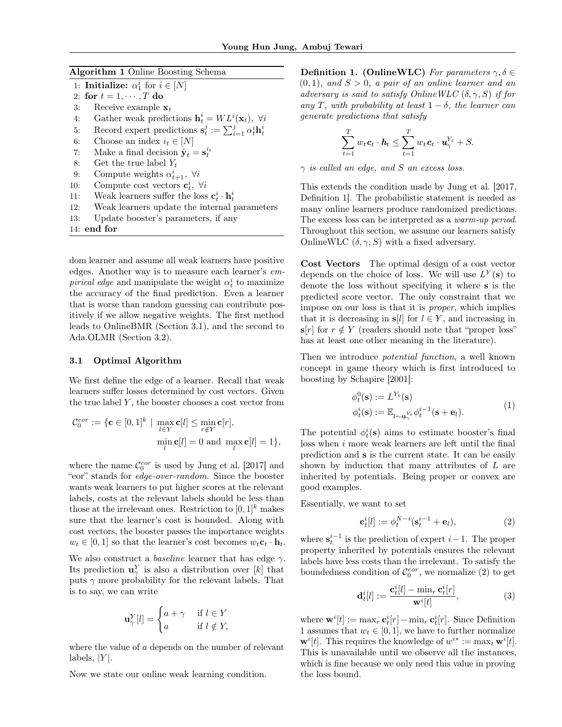**Algorithm 1** Online Boosting Schema

```
1: Initialize: α_1^i for i ∈ [N]
2: for t = 1, ··· , T do
3:     Receive example x_t
4:     Gather weak predictions h_t^i = WL^i(x_t), ∀i
5:     Record expert predictions s_t^j := Σ_{i=1}^j α_t^i h_t^i
6:     Choose an index i_t ∈ [N]
7:     Make a final decision ŷ_t = s_t^{i_t}
8:     Get the true label Y_t
9:     Compute weights α_{t+1}^i, ∀i
10:    Compute cost vectors c_t^i, ∀i
11:    Weak learners suffer the loss c_t^i · h_t^i
12:    Weak learners update the internal parameters
13:    Update booster's parameters, if any
14: end for
```

dom learner and assume all weak learners have positive edges. Another way is to measure each learner's *empirical edge* and manipulate the weight $\alpha_t^i$ to maximize the accuracy of the final prediction. Even a learner that is worse than random guessing can contribute positively if we allow negative weights. The first method leads to OnlineBMR (Section 3.1), and the second to Ada.OLMR (Section 3.2).

### 3.1 Optimal Algorithm

We first define the edge of a learner. Recall that weak learners suffer losses determined by cost vectors. Given the true label $Y$, the booster chooses a cost vector from

$$\mathcal{C}_0^{eor} := \{\mathbf{c} \in [0,1]^k \mid \max_{l \in Y} \mathbf{c}[l] \leq \min_{r \notin Y} \mathbf{c}[r], \min_l \mathbf{c}[l] = 0 \text{ and } \max_l \mathbf{c}[l] = 1\},$$

where the name $\mathcal{C}_0^{eor}$ is used by Jung et al. [2017] and "eor" stands for *edge-over-random*. Since the booster wants weak learners to put higher scores at the relevant labels, costs at the relevant labels should be less than those at the irrelevant ones. Restriction to $[0,1]^k$ makes sure that the learner's cost is bounded. Along with cost vectors, the booster passes the importance weights $w_t \in [0,1]$ so that the learner's cost becomes $w_t \mathbf{c}_t \cdot \mathbf{h}_t$.

We also construct a *baseline* learner that has edge $\gamma$. Its prediction $\mathbf{u}_\gamma^Y$ is also a distribution over $[k]$ that puts $\gamma$ more probability for the relevant labels. That is to say, we can write

$$\mathbf{u}_\gamma^Y[l] = \begin{cases} a + \gamma & \text{if } l \in Y \\ a & \text{if } l \notin Y, \end{cases}$$

where the value of $a$ depends on the number of relevant labels, $|Y|$.

Now we state our online weak learning condition.

**Definition 1. (OnlineWLC)** *For parameters $\gamma, \delta \in (0,1)$, and $S > 0$, a pair of an online learner and an adversary is said to satisfy OnlineWLC $(\delta, \gamma, S)$ if for any $T$, with probability at least $1 - \delta$, the learner can generate predictions that satisfy*

$$\sum_{t=1}^{T} w_t \boldsymbol{c}_t \cdot \boldsymbol{h}_t \leq \sum_{t=1}^{T} w_t \boldsymbol{c}_t \cdot \boldsymbol{u}_\gamma^{Y_t} + S.$$

*$\gamma$ is called an edge, and $S$ an excess loss.*

This extends the condition made by Jung et al. [2017, Definition 1]. The probabilistic statement is needed as many online learners produce randomized predictions. The excess loss can be interpreted as a *warm-up period*. Throughout this section, we assume our learners satisfy OnlineWLC $(\delta, \gamma, S)$ with a fixed adversary.

**Cost Vectors** The optimal design of a cost vector depends on the choice of loss. We will use $L^Y(\mathbf{s})$ to denote the loss without specifying it where $\mathbf{s}$ is the predicted score vector. The only constraint that we impose on our loss is that it is *proper*, which implies that it is decreasing in $\mathbf{s}[l]$ for $l \in Y$, and increasing in $\mathbf{s}[r]$ for $r \notin Y$ (readers should note that "proper loss" has at least one other meaning in the literature).

Then we introduce *potential function*, a well known concept in game theory which is first introduced to boosting by Schapire [2001]:

$$\begin{aligned} \phi_t^0(\mathbf{s}) &:= L^{Y_t}(\mathbf{s}) \\ \phi_t^i(\mathbf{s}) &:= \mathbb{E}_{l \sim \mathbf{u}_\gamma^{Y_t}} \phi_t^{i-1}(\mathbf{s} + \mathbf{e}_l). \end{aligned} \tag{1}$$

The potential $\phi_t^i(\mathbf{s})$ aims to estimate booster's final loss when $i$ more weak learners are left until the final prediction and $\mathbf{s}$ is the current state. It can be easily shown by induction that many attributes of $L$ are inherited by potentials. Being proper or convex are good examples.

Essentially, we want to set

$$\mathbf{c}_t^i[l] := \phi_t^{N-i}(\mathbf{s}_t^{i-1} + \mathbf{e}_l), \tag{2}$$

where $\mathbf{s}_t^{i-1}$ is the prediction of expert $i-1$. The proper property inherited by potentials ensures the relevant labels have less costs than the irrelevant. To satisfy the boundedness condition of $\mathcal{C}_0^{eor}$, we normalize (2) to get

$$\mathbf{d}_t^i[l] := \frac{\mathbf{c}_t^i[l] - \min_r \mathbf{c}_t^i[r]}{\mathbf{w}^i[t]}, \tag{3}$$

where $\mathbf{w}^i[t] := \max_r \mathbf{c}_t^i[r] - \min_r \mathbf{c}_t^i[r]$. Since Definition 1 assumes that $w_t \in [0,1]$, we have to further normalize $\mathbf{w}^i[t]$. This requires the knowledge of $w^{i*} := \max_t \mathbf{w}^i[t]$. This is unavailable until we observe all the instances, which is fine because we only need this value in proving the loss bound.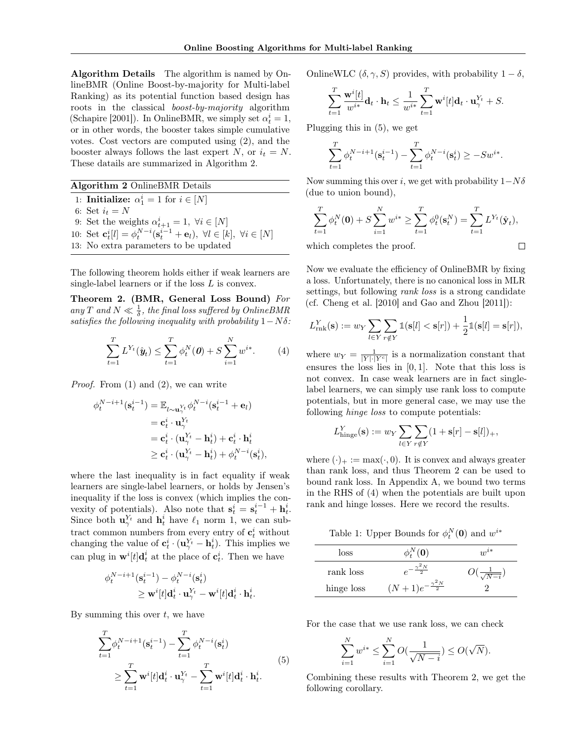**Algorithm Details** The algorithm is named by OnlineBMR (Online Boost-by-majority for Multi-label Ranking) as its potential function based design has roots in the classical *boost-by-majority* algorithm (Schapire [2001]). In OnlineBMR, we simply set $\alpha_t^i = 1$, or in other words, the booster takes simple cumulative votes. Cost vectors are computed using (2), and the booster always follows the last expert $N$, or $i_t = N$. These datails are summarized in Algorithm 2.

---

**Algorithm 2** OnlineBMR Details

1: **Initialize:** $\alpha_1^i = 1$ for $i \in [N]$
6: Set $i_t = N$
9: Set the weights $\alpha_{t+1}^i = 1, \ \forall i \in [N]$
10: Set $\mathbf{c}_t^i[l] = \phi_t^{N-i}(\mathbf{s}_t^{i-1} + \mathbf{e}_l), \ \forall l \in [k], \ \forall i \in [N]$
13: No extra parameters to be updated

---

The following theorem holds either if weak learners are single-label learners or if the loss $L$ is convex.

**Theorem 2. (BMR, General Loss Bound)** *For any $T$ and $N \ll \frac{1}{\delta}$, the final loss suffered by OnlineBMR satisfies the following inequality with probability $1 - N\delta$:*

$$\sum_{t=1}^{T} L^{Y_t}(\hat{\boldsymbol{y}}_t) \leq \sum_{t=1}^{T} \phi_t^N(\boldsymbol{0}) + S \sum_{i=1}^{N} w^{i*}. \tag{4}$$

*Proof.* From (1) and (2), we can write

$$\begin{aligned}
\phi_t^{N-i+1}(\mathbf{s}_t^{i-1}) &= \mathbb{E}_{l \sim \mathbf{u}_\gamma^{Y_t}} \phi_t^{N-i}(\mathbf{s}_t^{i-1} + \mathbf{e}_l) \\
&= \mathbf{c}_t^i \cdot \mathbf{u}_\gamma^{Y_t} \\
&= \mathbf{c}_t^i \cdot (\mathbf{u}_\gamma^{Y_t} - \mathbf{h}_t^i) + \mathbf{c}_t^i \cdot \mathbf{h}_t^i \\
&\geq \mathbf{c}_t^i \cdot (\mathbf{u}_\gamma^{Y_t} - \mathbf{h}_t^i) + \phi_t^{N-i}(\mathbf{s}_t^i),
\end{aligned}$$

where the last inequality is in fact equality if weak learners are single-label learners, or holds by Jensen's inequality if the loss is convex (which implies the convexity of potentials). Also note that $\mathbf{s}_t^i = \mathbf{s}_t^{i-1} + \mathbf{h}_t^i$. Since both $\mathbf{u}_\gamma^{Y_t}$ and $\mathbf{h}_t^i$ have $\ell_1$ norm 1, we can subtract common numbers from every entry of $\mathbf{c}_t^i$ without changing the value of $\mathbf{c}_t^i \cdot (\mathbf{u}_\gamma^{Y_t} - \mathbf{h}_t^i)$. This implies we can plug in $\mathbf{w}^i[t]\mathbf{d}_t^i$ at the place of $\mathbf{c}_t^i$. Then we have

$$\begin{aligned}
\phi_t^{N-i+1}&(\mathbf{s}_t^{i-1}) - \phi_t^{N-i}(\mathbf{s}_t^i) \\
&\geq \mathbf{w}^i[t]\mathbf{d}_t^i \cdot \mathbf{u}_\gamma^{Y_t} - \mathbf{w}^i[t]\mathbf{d}_t^i \cdot \mathbf{h}_t^i.
\end{aligned}$$

By summing this over $t$, we have

$$\begin{aligned}
\sum_{t=1}^{T} &\phi_t^{N-i+1}(\mathbf{s}_t^{i-1}) - \sum_{t=1}^{T} \phi_t^{N-i}(\mathbf{s}_t^i) \\
&\geq \sum_{t=1}^{T} \mathbf{w}^i[t]\mathbf{d}_t^i \cdot \mathbf{u}_\gamma^{Y_t} - \sum_{t=1}^{T} \mathbf{w}^i[t]\mathbf{d}_t^i \cdot \mathbf{h}_t^i.
\end{aligned} \tag{5}$$

OnlineWLC $(\delta, \gamma, S)$ provides, with probability $1 - \delta$,

$$\sum_{t=1}^{T} \frac{\mathbf{w}^i[t]}{w^{i*}} \mathbf{d}_t \cdot \mathbf{h}_t \leq \frac{1}{w^{i*}} \sum_{t=1}^{T} \mathbf{w}^i[t]\mathbf{d}_t \cdot \mathbf{u}_\gamma^{Y_t} + S.$$

Plugging this in (5), we get

$$\sum_{t=1}^{T} \phi_t^{N-i+1}(\mathbf{s}_t^{i-1}) - \sum_{t=1}^{T} \phi_t^{N-i}(\mathbf{s}_t^i) \geq -S w^{i*}.$$

Now summing this over $i$, we get with probability $1 - N\delta$ (due to union bound),

$$\sum_{t=1}^{T} \phi_t^N(\mathbf{0}) + S \sum_{i=1}^{N} w^{i*} \geq \sum_{t=1}^{T} \phi_t^0(\mathbf{s}_t^N) = \sum_{t=1}^{T} L^{Y_t}(\hat{\mathbf{y}}_t),$$

which completes the proof. $\square$

Now we evaluate the efficiency of OnlineBMR by fixing a loss. Unfortunately, there is no canonical loss in MLR settings, but following *rank loss* is a strong candidate (cf. Cheng et al. [2010] and Gao and Zhou [2011]):

$$L_{\text{rnk}}^Y(\mathbf{s}) := w_Y \sum_{l \in Y} \sum_{r \notin Y} \mathbb{1}(\mathbf{s}[l] < \mathbf{s}[r]) + \frac{1}{2}\mathbb{1}(\mathbf{s}[l] = \mathbf{s}[r]),$$

where $w_Y = \frac{1}{|Y| \cdot |Y^c|}$ is a normalization constant that ensures the loss lies in $[0, 1]$. Note that this loss is not convex. In case weak learners are in fact single-label learners, we can simply use rank loss to compute potentials, but in more general case, we may use the following *hinge loss* to compute potentials:

$$L_{\text{hinge}}^Y(\mathbf{s}) := w_Y \sum_{l \in Y} \sum_{r \notin Y} (1 + \mathbf{s}[r] - \mathbf{s}[l])_+,$$

where $(\cdot)_+ := \max(\cdot, 0)$. It is convex and always greater than rank loss, and thus Theorem 2 can be used to bound rank loss. In Appendix A, we bound two terms in the RHS of (4) when the potentials are built upon rank and hinge losses. Here we record the results.

Table 1: Upper Bounds for $\phi_t^N(\mathbf{0})$ and $w^{i*}$

| loss | $\phi_t^N(\mathbf{0})$ | $w^{i*}$ |
|---|---|---|
| rank loss | $e^{-\frac{\gamma^2 N}{2}}$ | $O(\frac{1}{\sqrt{N-i}})$ |
| hinge loss | $(N+1)e^{-\frac{\gamma^2 N}{2}}$ | 2 |

For the case that we use rank loss, we can check

$$\sum_{i=1}^{N} w^{i*} \leq \sum_{i=1}^{N} O(\frac{1}{\sqrt{N-i}}) \leq O(\sqrt{N}).$$

Combining these results with Theorem 2, we get the following corollary.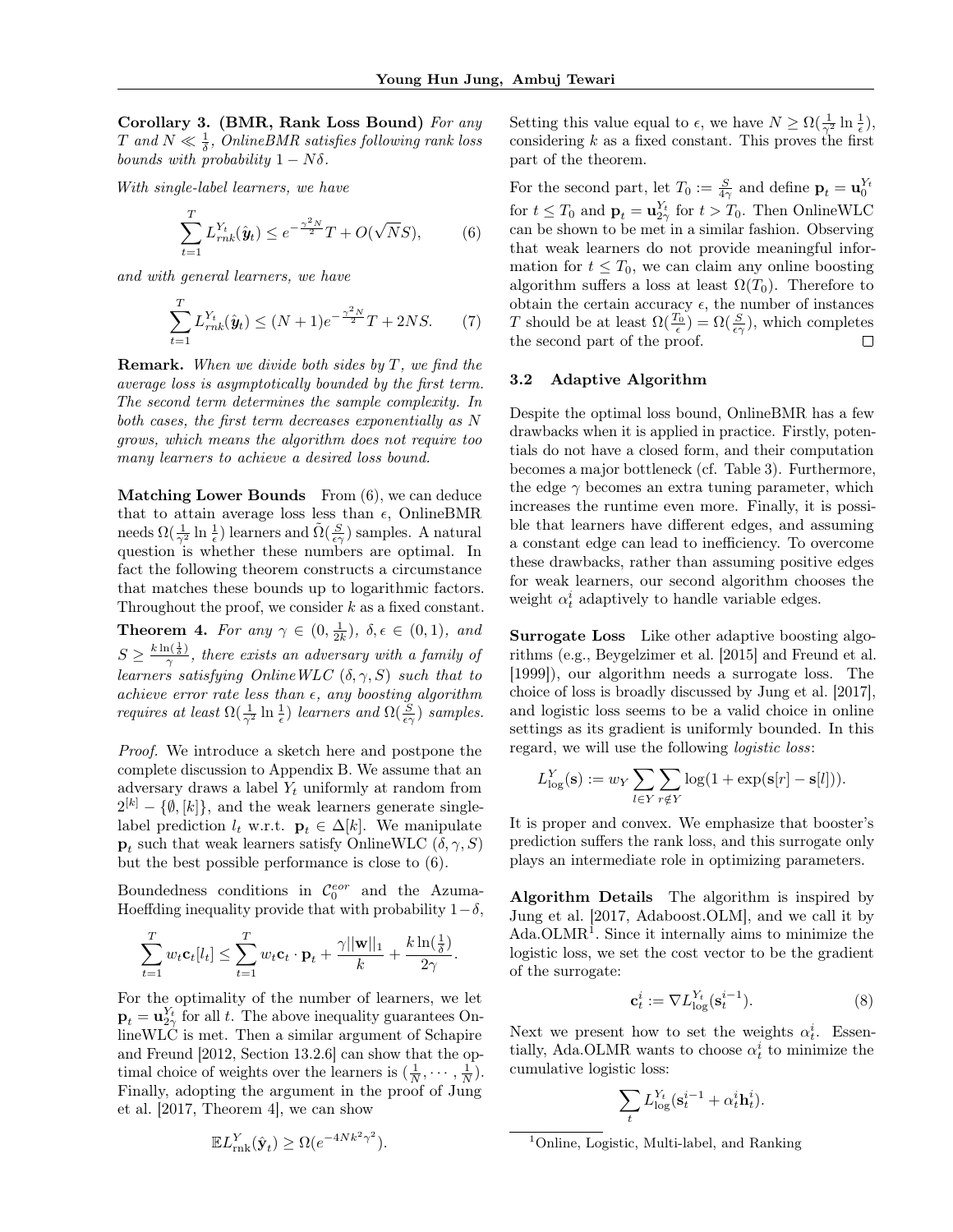**Corollary 3. (BMR, Rank Loss Bound)** *For any $T$ and $N \ll \frac{1}{\delta}$, OnlineBMR satisfies following rank loss bounds with probability $1 - N\delta$.*

*With single-label learners, we have*

$$\sum_{t=1}^{T} L_{rnk}^{Y_t}(\hat{\boldsymbol{y}}_t) \leq e^{-\frac{\gamma^2 N}{2}} T + O(\sqrt{N}S), \tag{6}$$

*and with general learners, we have*

$$\sum_{t=1}^{T} L_{rnk}^{Y_t}(\hat{\boldsymbol{y}}_t) \leq (N+1)e^{-\frac{\gamma^2 N}{2}} T + 2NS. \tag{7}$$

**Remark.** *When we divide both sides by $T$, we find the average loss is asymptotically bounded by the first term. The second term determines the sample complexity. In both cases, the first term decreases exponentially as $N$ grows, which means the algorithm does not require too many learners to achieve a desired loss bound.*

**Matching Lower Bounds** From (6), we can deduce that to attain average loss less than $\epsilon$, OnlineBMR needs $\Omega(\frac{1}{\gamma^2} \ln \frac{1}{\epsilon})$ learners and $\tilde{\Omega}(\frac{S}{\epsilon\gamma})$ samples. A natural question is whether these numbers are optimal. In fact the following theorem constructs a circumstance that matches these bounds up to logarithmic factors. Throughout the proof, we consider $k$ as a fixed constant.

**Theorem 4.** *For any $\gamma \in (0, \frac{1}{2k})$, $\delta, \epsilon \in (0, 1)$, and $S \geq \frac{k \ln(\frac{1}{\delta})}{\gamma}$, there exists an adversary with a family of learners satisfying OnlineWLC $(\delta, \gamma, S)$ such that to achieve error rate less than $\epsilon$, any boosting algorithm requires at least $\Omega(\frac{1}{\gamma^2} \ln \frac{1}{\epsilon})$ learners and $\Omega(\frac{S}{\epsilon\gamma})$ samples.*

*Proof.* We introduce a sketch here and postpone the complete discussion to Appendix B. We assume that an adversary draws a label $Y_t$ uniformly at random from $2^{[k]} - \{\emptyset, [k]\}$, and the weak learners generate single-label prediction $l_t$ w.r.t. $\mathbf{p}_t \in \Delta[k]$. We manipulate $\mathbf{p}_t$ such that weak learners satisfy OnlineWLC $(\delta, \gamma, S)$ but the best possible performance is close to (6).

Boundedness conditions in $\mathcal{C}_0^{eor}$ and the Azuma-Hoeffding inequality provide that with probability $1-\delta$,

$$\sum_{t=1}^{T} w_t \mathbf{c}_t[l_t] \leq \sum_{t=1}^{T} w_t \mathbf{c}_t \cdot \mathbf{p}_t + \frac{\gamma ||\mathbf{w}||_1}{k} + \frac{k \ln(\frac{1}{\delta})}{2\gamma}.$$

For the optimality of the number of learners, we let $\mathbf{p}_t = \mathbf{u}_{2\gamma}^{Y_t}$ for all $t$. The above inequality guarantees OnlineWLC is met. Then a similar argument of Schapire and Freund [2012, Section 13.2.6] can show that the optimal choice of weights over the learners is $(\frac{1}{N}, \cdots, \frac{1}{N})$. Finally, adopting the argument in the proof of Jung et al. [2017, Theorem 4], we can show

$$\mathbb{E} L_{\text{rnk}}^{Y}(\hat{\mathbf{y}}_t) \geq \Omega(e^{-4Nk^2\gamma^2}).$$

Setting this value equal to $\epsilon$, we have $N \geq \Omega(\frac{1}{\gamma^2} \ln \frac{1}{\epsilon})$, considering $k$ as a fixed constant. This proves the first part of the theorem.

For the second part, let $T_0 := \frac{S}{4\gamma}$ and define $\mathbf{p}_t = \mathbf{u}_0^{Y_t}$ for $t \leq T_0$ and $\mathbf{p}_t = \mathbf{u}_{2\gamma}^{Y_t}$ for $t > T_0$. Then OnlineWLC can be shown to be met in a similar fashion. Observing that weak learners do not provide meaningful information for $t \leq T_0$, we can claim any online boosting algorithm suffers a loss at least $\Omega(T_0)$. Therefore to obtain the certain accuracy $\epsilon$, the number of instances $T$ should be at least $\Omega(\frac{T_0}{\epsilon}) = \Omega(\frac{S}{\epsilon\gamma})$, which completes the second part of the proof. ∎

### 3.2 Adaptive Algorithm

Despite the optimal loss bound, OnlineBMR has a few drawbacks when it is applied in practice. Firstly, potentials do not have a closed form, and their computation becomes a major bottleneck (cf. Table 3). Furthermore, the edge $\gamma$ becomes an extra tuning parameter, which increases the runtime even more. Finally, it is possible that learners have different edges, and assuming a constant edge can lead to inefficiency. To overcome these drawbacks, rather than assuming positive edges for weak learners, our second algorithm chooses the weight $\alpha_t^i$ adaptively to handle variable edges.

**Surrogate Loss** Like other adaptive boosting algorithms (e.g., Beygelzimer et al. [2015] and Freund et al. [1999]), our algorithm needs a surrogate loss. The choice of loss is broadly discussed by Jung et al. [2017], and logistic loss seems to be a valid choice in online settings as its gradient is uniformly bounded. In this regard, we will use the following *logistic loss*:

$$L_{\log}^{Y}(\mathbf{s}) := w_Y \sum_{l \in Y} \sum_{r \notin Y} \log(1 + \exp(\mathbf{s}[r] - \mathbf{s}[l])).$$

It is proper and convex. We emphasize that booster's prediction suffers the rank loss, and this surrogate only plays an intermediate role in optimizing parameters.

**Algorithm Details** The algorithm is inspired by Jung et al. [2017, Adaboost.OLM], and we call it by Ada.OLMR[1]. Since it internally aims to minimize the logistic loss, we set the cost vector to be the gradient of the surrogate:

$$\mathbf{c}_t^i := \nabla L_{\log}^{Y_t}(\mathbf{s}_t^{i-1}). \tag{8}$$

Next we present how to set the weights $\alpha_t^i$. Essentially, Ada.OLMR wants to choose $\alpha_t^i$ to minimize the cumulative logistic loss:

$$\sum_t L_{\log}^{Y_t}(\mathbf{s}_t^{i-1} + \alpha_t^i \mathbf{h}_t^i).$$

[1] Online, Logistic, Multi-label, and Ranking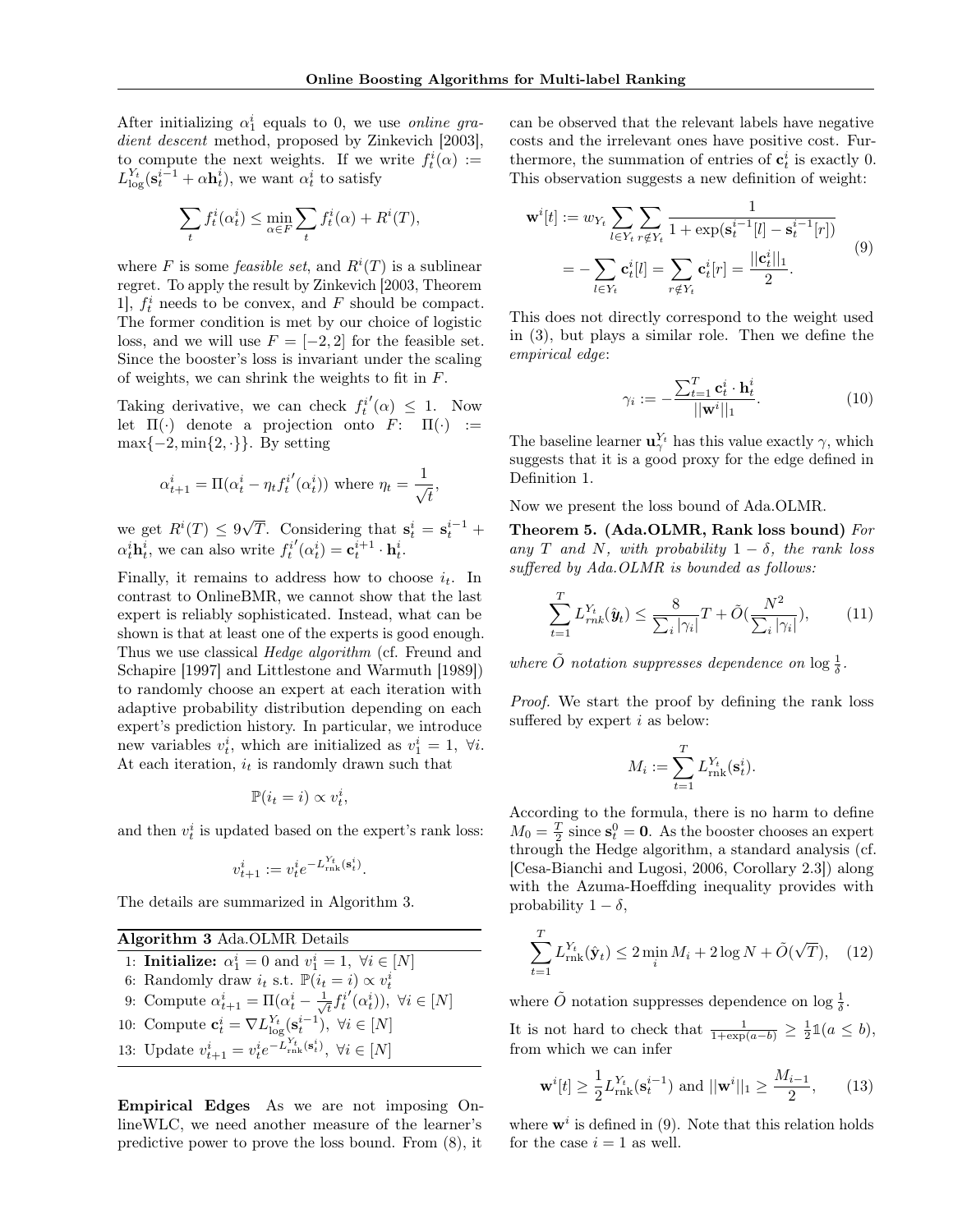After initializing $\alpha_1^i$ equals to 0, we use *online gradient descent* method, proposed by Zinkevich [2003], to compute the next weights. If we write $f_t^i(\alpha) := L_{\log}^{Y_t}(\mathbf{s}_t^{i-1} + \alpha \mathbf{h}_t^i)$, we want $\alpha_t^i$ to satisfy

$$\sum_t f_t^i(\alpha_t^i) \le \min_{\alpha \in F} \sum_t f_t^i(\alpha) + R^i(T),$$

where $F$ is some *feasible set*, and $R^i(T)$ is a sublinear regret. To apply the result by Zinkevich [2003, Theorem 1], $f_t^i$ needs to be convex, and $F$ should be compact. The former condition is met by our choice of logistic loss, and we will use $F = [-2, 2]$ for the feasible set. Since the booster's loss is invariant under the scaling of weights, we can shrink the weights to fit in $F$.

Taking derivative, we can check $f_t^{i\prime}(\alpha) \le 1$. Now let $\Pi(\cdot)$ denote a projection onto $F$: $\Pi(\cdot) := \max\{-2, \min\{2, \cdot\}\}$. By setting

$$\alpha_{t+1}^i = \Pi(\alpha_t^i - \eta_t f_t^{i\prime}(\alpha_t^i)) \text{ where } \eta_t = \frac{1}{\sqrt{t}},$$

we get $R^i(T) \le 9\sqrt{T}$. Considering that $\mathbf{s}_t^i = \mathbf{s}_t^{i-1} + \alpha_t^i \mathbf{h}_t^i$, we can also write $f_t^{i\prime}(\alpha_t^i) = \mathbf{c}_t^{i+1} \cdot \mathbf{h}_t^i$.

Finally, it remains to address how to choose $i_t$. In contrast to OnlineBMR, we cannot show that the last expert is reliably sophisticated. Instead, what can be shown is that at least one of the experts is good enough. Thus we use classical *Hedge algorithm* (cf. Freund and Schapire [1997] and Littlestone and Warmuth [1989]) to randomly choose an expert at each iteration with adaptive probability distribution depending on each expert's prediction history. In particular, we introduce new variables $v_t^i$, which are initialized as $v_1^i = 1, \ \forall i$. At each iteration, $i_t$ is randomly drawn such that

$$\mathbb{P}(i_t = i) \propto v_t^i,$$

and then $v_t^i$ is updated based on the expert's rank loss:

$$v_{t+1}^i := v_t^i e^{-L_{\mathrm{rnk}}^{Y_t}(\mathbf{s}_t^i)}.$$

The details are summarized in Algorithm 3.

**Algorithm 3** Ada.OLMR Details

1: **Initialize:** $\alpha_1^i = 0$ and $v_1^i = 1, \ \forall i \in [N]$
6: Randomly draw $i_t$ s.t. $\mathbb{P}(i_t = i) \propto v_t^i$
9: Compute $\alpha_{t+1}^i = \Pi(\alpha_t^i - \frac{1}{\sqrt{t}} f_t^{i\prime}(\alpha_t^i)), \ \forall i \in [N]$
10: Compute $\mathbf{c}_t^i = \nabla L_{\log}^{Y_t}(\mathbf{s}_t^{i-1}), \ \forall i \in [N]$
13: Update $v_{t+1}^i = v_t^i e^{-L_{\mathrm{rnk}}^{Y_t}(\mathbf{s}_t^i)}, \ \forall i \in [N]$

**Empirical Edges** As we are not imposing OnlineWLC, we need another measure of the learner's predictive power to prove the loss bound. From (8), it can be observed that the relevant labels have negative costs and the irrelevant ones have positive cost. Furthermore, the summation of entries of $\mathbf{c}_t^i$ is exactly 0. This observation suggests a new definition of weight:

$$\begin{aligned} \mathbf{w}^i[t] &:= w_{Y_t} \sum_{l \in Y_t} \sum_{r \notin Y_t} \frac{1}{1 + \exp(\mathbf{s}_t^{i-1}[l] - \mathbf{s}_t^{i-1}[r])} \\ &= -\sum_{l \in Y_t} \mathbf{c}_t^i[l] = \sum_{r \notin Y_t} \mathbf{c}_t^i[r] = \frac{||\mathbf{c}_t^i||_1}{2}. \end{aligned} \tag{9}$$

This does not directly correspond to the weight used in (3), but plays a similar role. Then we define the *empirical edge*:

$$\gamma_i := -\frac{\sum_{t=1}^T \mathbf{c}_t^i \cdot \mathbf{h}_t^i}{||\mathbf{w}^i||_1}. \tag{10}$$

The baseline learner $\mathbf{u}_\gamma^{Y_t}$ has this value exactly $\gamma$, which suggests that it is a good proxy for the edge defined in Definition 1.

Now we present the loss bound of Ada.OLMR.

**Theorem 5. (Ada.OLMR, Rank loss bound)** *For any $T$ and $N$, with probability $1 - \delta$, the rank loss suffered by Ada.OLMR is bounded as follows:*

$$\sum_{t=1}^T L_{rnk}^{Y_t}(\hat{\boldsymbol{y}}_t) \le \frac{8}{\sum_i |\gamma_i|} T + \tilde{O}(\frac{N^2}{\sum_i |\gamma_i|}), \tag{11}$$

*where $\tilde{O}$ notation suppresses dependence on $\log \frac{1}{\delta}$.*

*Proof.* We start the proof by defining the rank loss suffered by expert $i$ as below:

$$M_i := \sum_{t=1}^T L_{\mathrm{rnk}}^{Y_t}(\mathbf{s}_t^i).$$

According to the formula, there is no harm to define $M_0 = \frac{T}{2}$ since $\mathbf{s}_t^0 = \mathbf{0}$. As the booster chooses an expert through the Hedge algorithm, a standard analysis (cf. [Cesa-Bianchi and Lugosi, 2006, Corollary 2.3]) along with the Azuma-Hoeffding inequality provides with probability $1 - \delta$,

$$\sum_{t=1}^T L_{\mathrm{rnk}}^{Y_t}(\hat{\mathbf{y}}_t) \le 2 \min_i M_i + 2 \log N + \tilde{O}(\sqrt{T}), \tag{12}$$

where $\tilde{O}$ notation suppresses dependence on $\log \frac{1}{\delta}$.

It is not hard to check that $\frac{1}{1+\exp(a-b)} \ge \frac{1}{2}\mathbb{1}(a \le b)$, from which we can infer

$$\mathbf{w}^i[t] \ge \frac{1}{2} L_{\mathrm{rnk}}^{Y_t}(\mathbf{s}_t^{i-1}) \text{ and } ||\mathbf{w}^i||_1 \ge \frac{M_{i-1}}{2}, \tag{13}$$

where $\mathbf{w}^i$ is defined in (9). Note that this relation holds for the case $i = 1$ as well.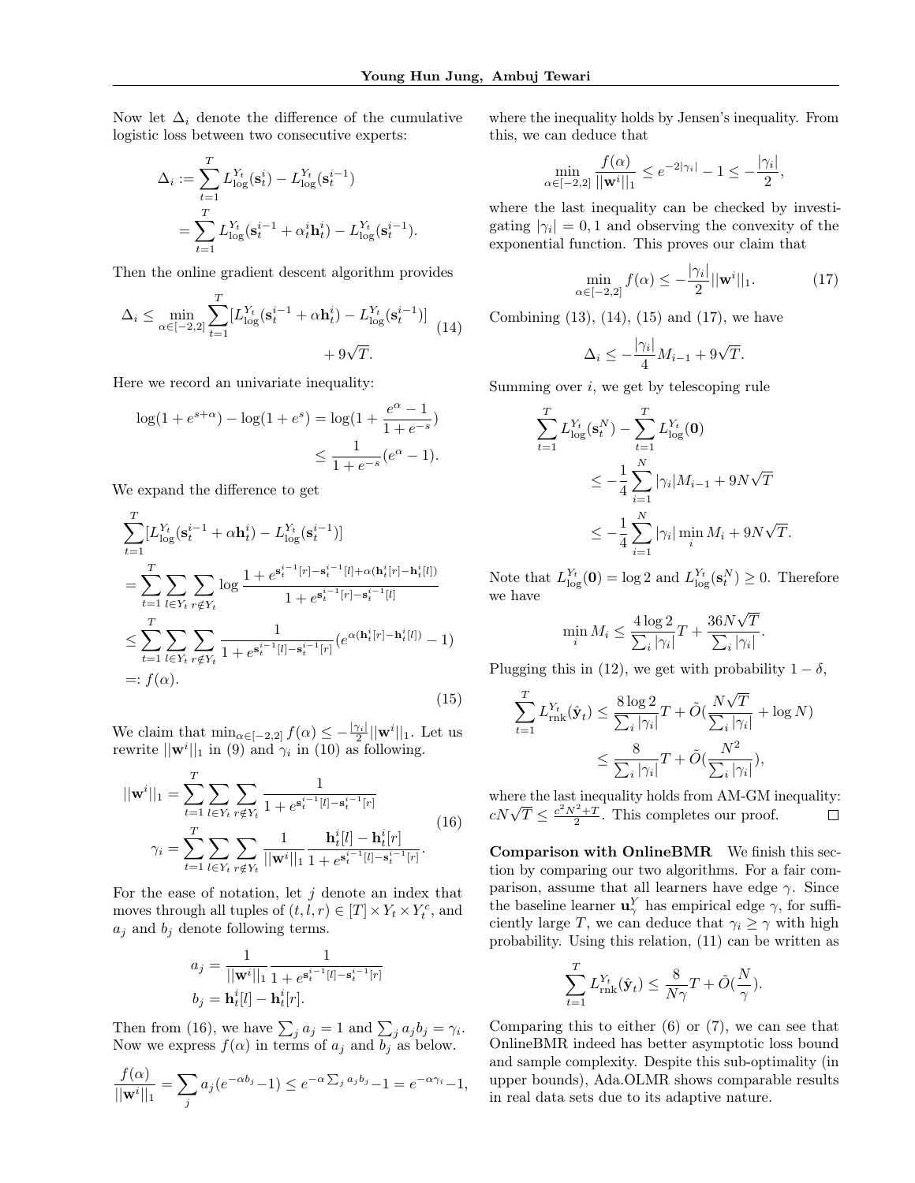Now let $\Delta_i$ denote the difference of the cumulative logistic loss between two consecutive experts:

$$\begin{aligned}\Delta_i &:= \sum_{t=1}^{T} L_{\log}^{Y_t}(\mathbf{s}_t^i) - L_{\log}^{Y_t}(\mathbf{s}_t^{i-1}) \\ &= \sum_{t=1}^{T} L_{\log}^{Y_t}(\mathbf{s}_t^{i-1} + \alpha_t^i \mathbf{h}_t^i) - L_{\log}^{Y_t}(\mathbf{s}_t^{i-1}).\end{aligned}$$

Then the online gradient descent algorithm provides

$$\begin{aligned}\Delta_i \leq \min_{\alpha \in [-2,2]} \sum_{t=1}^{T} [L_{\log}^{Y_t}(\mathbf{s}_t^{i-1} + \alpha \mathbf{h}_t^i) - L_{\log}^{Y_t}(\mathbf{s}_t^{i-1})] \\ + 9\sqrt{T}.\end{aligned} \tag{14}$$

Here we record an univariate inequality:

$$\begin{aligned}\log(1+e^{s+\alpha}) - \log(1+e^s) &= \log(1 + \frac{e^\alpha - 1}{1+e^{-s}}) \\ &\leq \frac{1}{1+e^{-s}}(e^\alpha - 1).\end{aligned}$$

We expand the difference to get

$$\begin{aligned}&\sum_{t=1}^{T} [L_{\log}^{Y_t}(\mathbf{s}_t^{i-1} + \alpha \mathbf{h}_t^i) - L_{\log}^{Y_t}(\mathbf{s}_t^{i-1})] \\ &= \sum_{t=1}^{T} \sum_{l \in Y_t} \sum_{r \notin Y_t} \log \frac{1 + e^{\mathbf{s}_t^{i-1}[r] - \mathbf{s}_t^{i-1}[l] + \alpha(\mathbf{h}_t^i[r] - \mathbf{h}_t^i[l])}}{1 + e^{\mathbf{s}_t^{i-1}[r] - \mathbf{s}_t^{i-1}[l]}} \\ &\leq \sum_{t=1}^{T} \sum_{l \in Y_t} \sum_{r \notin Y_t} \frac{1}{1 + e^{\mathbf{s}_t^{i-1}[l] - \mathbf{s}_t^{i-1}[r]}} (e^{\alpha(\mathbf{h}_t^i[r] - \mathbf{h}_t^i[l])} - 1) \\ &=: f(\alpha).\end{aligned} \tag{15}$$

We claim that $\min_{\alpha \in [-2,2]} f(\alpha) \leq -\frac{|\gamma_i|}{2} ||\mathbf{w}^i||_1$. Let us rewrite $||\mathbf{w}^i||_1$ in (9) and $\gamma_i$ in (10) as following.

$$\begin{aligned}||\mathbf{w}^i||_1 &= \sum_{t=1}^{T} \sum_{l \in Y_t} \sum_{r \notin Y_t} \frac{1}{1 + e^{\mathbf{s}_t^{i-1}[l] - \mathbf{s}_t^{i-1}[r]}} \\ \gamma_i &= \sum_{t=1}^{T} \sum_{l \in Y_t} \sum_{r \notin Y_t} \frac{1}{||\mathbf{w}^i||_1} \frac{\mathbf{h}_t^i[l] - \mathbf{h}_t^i[r]}{1 + e^{\mathbf{s}_t^{i-1}[l] - \mathbf{s}_t^{i-1}[r]}}.\end{aligned} \tag{16}$$

For the ease of notation, let $j$ denote an index that moves through all tuples of $(t, l, r) \in [T] \times Y_t \times Y_t^c$, and $a_j$ and $b_j$ denote following terms.

$$\begin{aligned}a_j &= \frac{1}{||\mathbf{w}^i||_1} \frac{1}{1 + e^{\mathbf{s}_t^{i-1}[l] - \mathbf{s}_t^{i-1}[r]}} \\ b_j &= \mathbf{h}_t^i[l] - \mathbf{h}_t^i[r].\end{aligned}$$

Then from (16), we have $\sum_j a_j = 1$ and $\sum_j a_j b_j = \gamma_i$. Now we express $f(\alpha)$ in terms of $a_j$ and $b_j$ as below.

$$\frac{f(\alpha)}{||\mathbf{w}^i||_1} = \sum_j a_j (e^{-\alpha b_j} - 1) \leq e^{-\alpha \sum_j a_j b_j} - 1 = e^{-\alpha \gamma_i} - 1,$$

where the inequality holds by Jensen's inequality. From this, we can deduce that

$$\min_{\alpha \in [-2,2]} \frac{f(\alpha)}{||\mathbf{w}^i||_1} \leq e^{-2|\gamma_i|} - 1 \leq -\frac{|\gamma_i|}{2},$$

where the last inequality can be checked by investigating $|\gamma_i| = 0, 1$ and observing the convexity of the exponential function. This proves our claim that

$$\min_{\alpha \in [-2,2]} f(\alpha) \leq -\frac{|\gamma_i|}{2} ||\mathbf{w}^i||_1. \tag{17}$$

Combining (13), (14), (15) and (17), we have

$$\Delta_i \leq -\frac{|\gamma_i|}{4} M_{i-1} + 9\sqrt{T}.$$

Summing over $i$, we get by telescoping rule

$$\begin{aligned}\sum_{t=1}^{T} L_{\log}^{Y_t}(\mathbf{s}_t^N) &- \sum_{t=1}^{T} L_{\log}^{Y_t}(\mathbf{0}) \\ &\leq -\frac{1}{4} \sum_{i=1}^{N} |\gamma_i| M_{i-1} + 9N\sqrt{T} \\ &\leq -\frac{1}{4} \sum_{i=1}^{N} |\gamma_i| \min_i M_i + 9N\sqrt{T}.\end{aligned}$$

Note that $L_{\log}^{Y_t}(\mathbf{0}) = \log 2$ and $L_{\log}^{Y_t}(\mathbf{s}_t^N) \geq 0$. Therefore we have

$$\min_i M_i \leq \frac{4 \log 2}{\sum_i |\gamma_i|} T + \frac{36N\sqrt{T}}{\sum_i |\gamma_i|}.$$

Plugging this in (12), we get with probability $1 - \delta$,

$$\begin{aligned}\sum_{t=1}^{T} L_{\text{rnk}}^{Y_t}(\hat{\mathbf{y}}_t) &\leq \frac{8 \log 2}{\sum_i |\gamma_i|} T + \tilde{O}(\frac{N\sqrt{T}}{\sum_i |\gamma_i|} + \log N) \\ &\leq \frac{8}{\sum_i |\gamma_i|} T + \tilde{O}(\frac{N^2}{\sum_i |\gamma_i|}),\end{aligned}$$

where the last inequality holds from AM-GM inequality: $cN\sqrt{T} \leq \frac{c^2N^2 + T}{2}$. This completes our proof. $\square$

**Comparison with OnlineBMR** We finish this section by comparing our two algorithms. For a fair comparison, assume that all learners have edge $\gamma$. Since the baseline learner $\mathbf{u}_\gamma^Y$ has empirical edge $\gamma$, for sufficiently large $T$, we can deduce that $\gamma_i \geq \gamma$ with high probability. Using this relation, (11) can be written as

$$\sum_{t=1}^{T} L_{\text{rnk}}^{Y_t}(\hat{\mathbf{y}}_t) \leq \frac{8}{N\gamma} T + \tilde{O}(\frac{N}{\gamma}).$$

Comparing this to either (6) or (7), we can see that OnlineBMR indeed has better asymptotic loss bound and sample complexity. Despite this sub-optimality (in upper bounds), Ada.OLMR shows comparable results in real data sets due to its adaptive nature.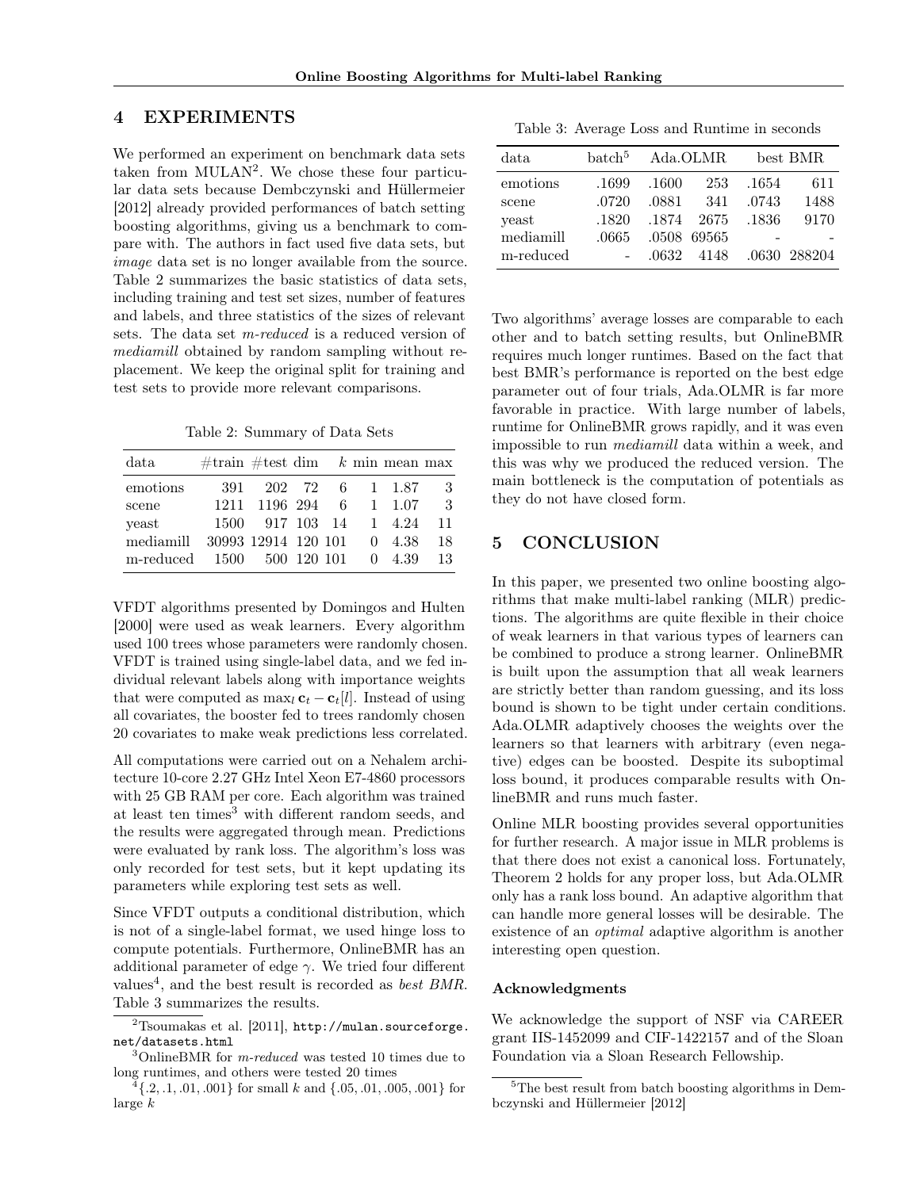## 4 EXPERIMENTS

We performed an experiment on benchmark data sets taken from MULAN[2]. We chose these four particular data sets because Dembczynski and Hüllermeier [2012] already provided performances of batch setting boosting algorithms, giving us a benchmark to compare with. The authors in fact used five data sets, but *image* data set is no longer available from the source. Table 2 summarizes the basic statistics of data sets, including training and test set sizes, number of features and labels, and three statistics of the sizes of relevant sets. The data set *m-reduced* is a reduced version of *mediamill* obtained by random sampling without replacement. We keep the original split for training and test sets to provide more relevant comparisons.

Table 2: Summary of Data Sets

| data | #train | #test | dim | $k$ | min | mean | max |
|---|---|---|---|---|---|---|---|
| emotions | 391 | 202 | 72 | 6 | 1 | 1.87 | 3 |
| scene | 1211 | 1196 | 294 | 6 | 1 | 1.07 | 3 |
| yeast | 1500 | 917 | 103 | 14 | 1 | 4.24 | 11 |
| mediamill | 30993 | 12914 | 120 | 101 | 0 | 4.38 | 18 |
| m-reduced | 1500 | 500 | 120 | 101 | 0 | 4.39 | 13 |

VFDT algorithms presented by Domingos and Hulten [2000] were used as weak learners. Every algorithm used 100 trees whose parameters were randomly chosen. VFDT is trained using single-label data, and we fed individual relevant labels along with importance weights that were computed as $\max_l \mathbf{c}_t - \mathbf{c}_t[l]$. Instead of using all covariates, the booster fed to trees randomly chosen 20 covariates to make weak predictions less correlated.

All computations were carried out on a Nehalem architecture 10-core 2.27 GHz Intel Xeon E7-4860 processors with 25 GB RAM per core. Each algorithm was trained at least ten times[3] with different random seeds, and the results were aggregated through mean. Predictions were evaluated by rank loss. The algorithm's loss was only recorded for test sets, but it kept updating its parameters while exploring test sets as well.

Since VFDT outputs a conditional distribution, which is not of a single-label format, we used hinge loss to compute potentials. Furthermore, OnlineBMR has an additional parameter of edge $\gamma$. We tried four different values[4], and the best result is recorded as *best BMR*. Table 3 summarizes the results.

[2] Tsoumakas et al. [2011], http://mulan.sourceforge.net/datasets.html

[3] OnlineBMR for *m-reduced* was tested 10 times due to long runtimes, and others were tested 20 times

[4] $\{.2, .1, .01, .001\}$ for small $k$ and $\{.05, .01, .005, .001\}$ for large $k$

Table 3: Average Loss and Runtime in seconds

| data | batch[5] | Ada.OLMR | | best BMR | |
|---|---|---|---|---|---|
| emotions | .1699 | .1600 | 253 | .1654 | 611 |
| scene | .0720 | .0881 | 341 | .0743 | 1488 |
| yeast | .1820 | .1874 | 2675 | .1836 | 9170 |
| mediamill | .0665 | .0508 | 69565 | - | - |
| m-reduced | - | .0632 | 4148 | .0630 | 288204 |

Two algorithms' average losses are comparable to each other and to batch setting results, but OnlineBMR requires much longer runtimes. Based on the fact that best BMR's performance is reported on the best edge parameter out of four trials, Ada.OLMR is far more favorable in practice. With large number of labels, runtime for OnlineBMR grows rapidly, and it was even impossible to run *mediamill* data within a week, and this was why we produced the reduced version. The main bottleneck is the computation of potentials as they do not have closed form.

## 5 CONCLUSION

In this paper, we presented two online boosting algorithms that make multi-label ranking (MLR) predictions. The algorithms are quite flexible in their choice of weak learners in that various types of learners can be combined to produce a strong learner. OnlineBMR is built upon the assumption that all weak learners are strictly better than random guessing, and its loss bound is shown to be tight under certain conditions. Ada.OLMR adaptively chooses the weights over the learners so that learners with arbitrary (even negative) edges can be boosted. Despite its suboptimal loss bound, it produces comparable results with OnlineBMR and runs much faster.

Online MLR boosting provides several opportunities for further research. A major issue in MLR problems is that there does not exist a canonical loss. Fortunately, Theorem 2 holds for any proper loss, but Ada.OLMR only has a rank loss bound. An adaptive algorithm that can handle more general losses will be desirable. The existence of an *optimal* adaptive algorithm is another interesting open question.

#### Acknowledgments

We acknowledge the support of NSF via CAREER grant IIS-1452099 and CIF-1422157 and of the Sloan Foundation via a Sloan Research Fellowship.

[5] The best result from batch boosting algorithms in Dembczynski and Hüllermeier [2012]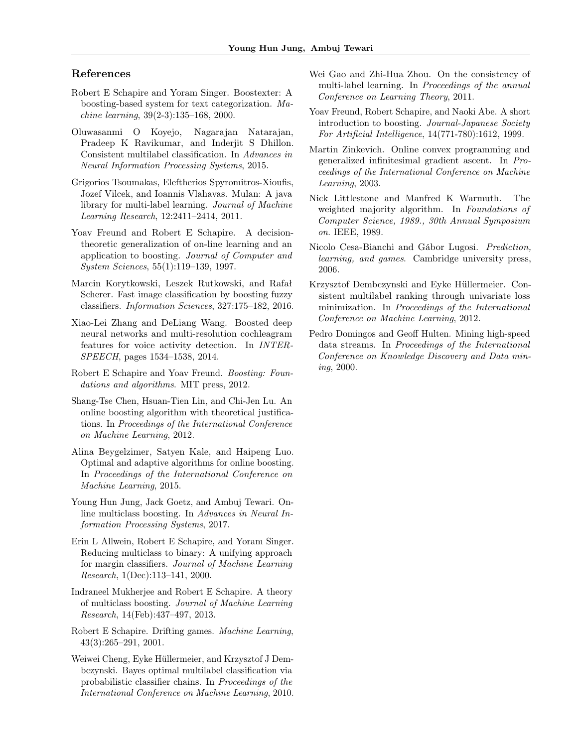## References

Robert E Schapire and Yoram Singer. Boostexter: A boosting-based system for text categorization. *Machine learning*, 39(2-3):135–168, 2000.

Oluwasanmi O Koyejo, Nagarajan Natarajan, Pradeep K Ravikumar, and Inderjit S Dhillon. Consistent multilabel classification. In *Advances in Neural Information Processing Systems*, 2015.

Grigorios Tsoumakas, Eleftherios Spyromitros-Xioufis, Jozef Vilcek, and Ioannis Vlahavas. Mulan: A java library for multi-label learning. *Journal of Machine Learning Research*, 12:2411–2414, 2011.

Yoav Freund and Robert E Schapire. A decision-theoretic generalization of on-line learning and an application to boosting. *Journal of Computer and System Sciences*, 55(1):119–139, 1997.

Marcin Korytkowski, Leszek Rutkowski, and Rafał Scherer. Fast image classification by boosting fuzzy classifiers. *Information Sciences*, 327:175–182, 2016.

Xiao-Lei Zhang and DeLiang Wang. Boosted deep neural networks and multi-resolution cochleagram features for voice activity detection. In *INTERSPEECH*, pages 1534–1538, 2014.

Robert E Schapire and Yoav Freund. *Boosting: Foundations and algorithms*. MIT press, 2012.

Shang-Tse Chen, Hsuan-Tien Lin, and Chi-Jen Lu. An online boosting algorithm with theoretical justifications. In *Proceedings of the International Conference on Machine Learning*, 2012.

Alina Beygelzimer, Satyen Kale, and Haipeng Luo. Optimal and adaptive algorithms for online boosting. In *Proceedings of the International Conference on Machine Learning*, 2015.

Young Hun Jung, Jack Goetz, and Ambuj Tewari. Online multiclass boosting. In *Advances in Neural Information Processing Systems*, 2017.

Erin L Allwein, Robert E Schapire, and Yoram Singer. Reducing multiclass to binary: A unifying approach for margin classifiers. *Journal of Machine Learning Research*, 1(Dec):113–141, 2000.

Indraneel Mukherjee and Robert E Schapire. A theory of multiclass boosting. *Journal of Machine Learning Research*, 14(Feb):437–497, 2013.

Robert E Schapire. Drifting games. *Machine Learning*, 43(3):265–291, 2001.

Weiwei Cheng, Eyke Hüllermeier, and Krzysztof J Dembczynski. Bayes optimal multilabel classification via probabilistic classifier chains. In *Proceedings of the International Conference on Machine Learning*, 2010.

Wei Gao and Zhi-Hua Zhou. On the consistency of multi-label learning. In *Proceedings of the annual Conference on Learning Theory*, 2011.

Yoav Freund, Robert Schapire, and Naoki Abe. A short introduction to boosting. *Journal-Japanese Society For Artificial Intelligence*, 14(771-780):1612, 1999.

Martin Zinkevich. Online convex programming and generalized infinitesimal gradient ascent. In *Proceedings of the International Conference on Machine Learning*, 2003.

Nick Littlestone and Manfred K Warmuth. The weighted majority algorithm. In *Foundations of Computer Science, 1989., 30th Annual Symposium on*. IEEE, 1989.

Nicolo Cesa-Bianchi and Gábor Lugosi. *Prediction, learning, and games*. Cambridge university press, 2006.

Krzysztof Dembczynski and Eyke Hüllermeier. Consistent multilabel ranking through univariate loss minimization. In *Proceedings of the International Conference on Machine Learning*, 2012.

Pedro Domingos and Geoff Hulten. Mining high-speed data streams. In *Proceedings of the International Conference on Knowledge Discovery and Data mining*, 2000.